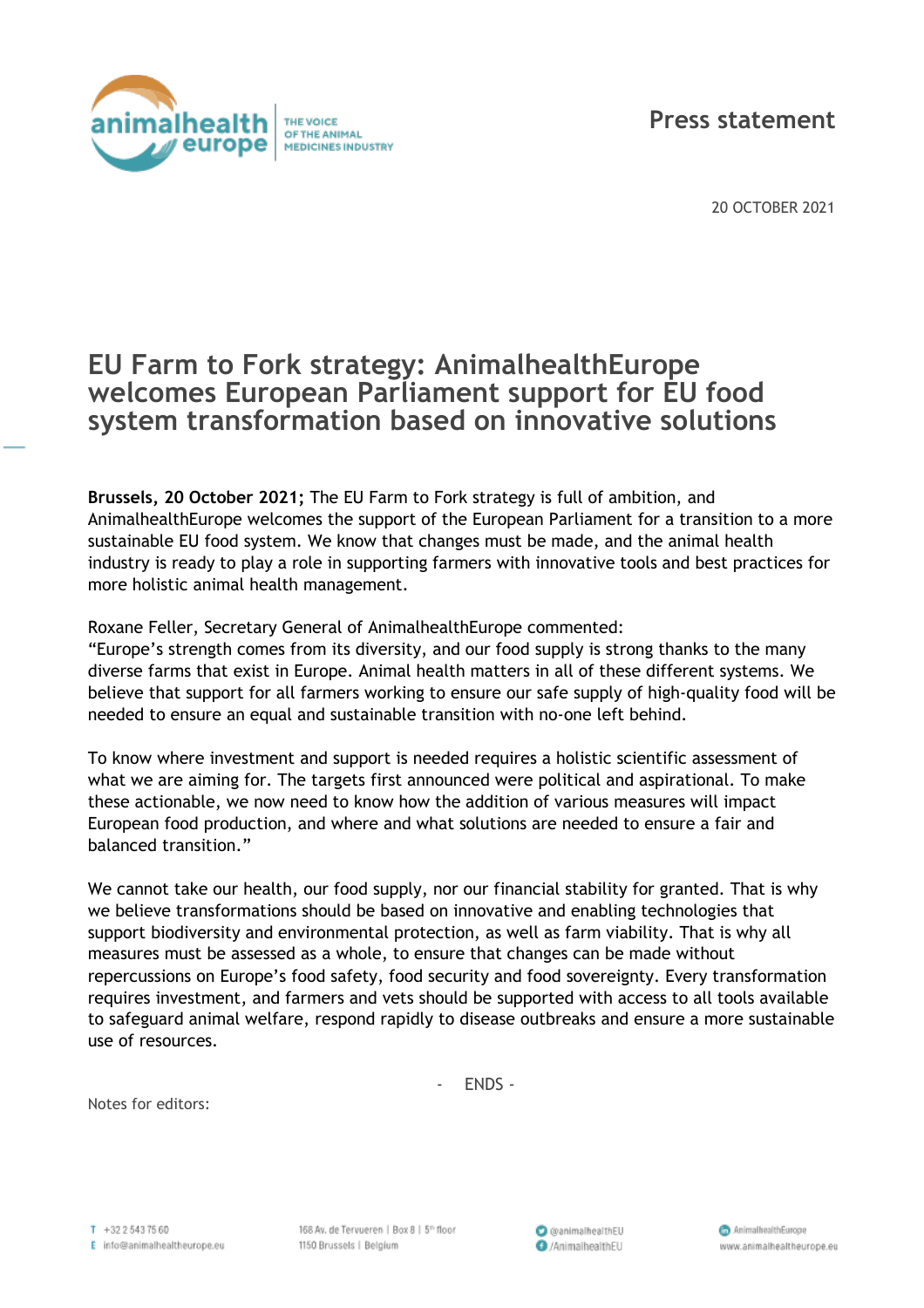Press statement

20 OCTOBER 2021

# EU Farm to Fork strategy: AnimalhealthEurope welcomes European Parliament support for EU food system transformation based on innovative solutions

**Brussels, 20 October 2021;** The EU Farm to Fork strategy is full of ambition, and AnimalhealthEurope welcomes the support of the European Parliament for a transition to a more sustainable EU food system. We know that changes must be made, and the animal health industry is ready to play a role in supporting farmers with innovative tools and best practices for more holistic animal health management.

Roxane Feller, Secretary General of AnimalhealthEurope commented:
"Europe's strength comes from its diversity, and our food supply is strong thanks to the many diverse farms that exist in Europe. Animal health matters in all of these different systems. We believe that support for all farmers working to ensure our safe supply of high-quality food will be needed to ensure an equal and sustainable transition with no-one left behind.

To know where investment and support is needed requires a holistic scientific assessment of what we are aiming for. The targets first announced were political and aspirational. To make these actionable, we now need to know how the addition of various measures will impact European food production, and where and what solutions are needed to ensure a fair and balanced transition."

We cannot take our health, our food supply, nor our financial stability for granted. That is why we believe transformations should be based on innovative and enabling technologies that support biodiversity and environmental protection, as well as farm viability. That is why all measures must be assessed as a whole, to ensure that changes can be made without repercussions on Europe's food safety, food security and food sovereignty. Every transformation requires investment, and farmers and vets should be supported with access to all tools available to safeguard animal welfare, respond rapidly to disease outbreaks and ensure a more sustainable use of resources.

\- ENDS -

Notes for editors: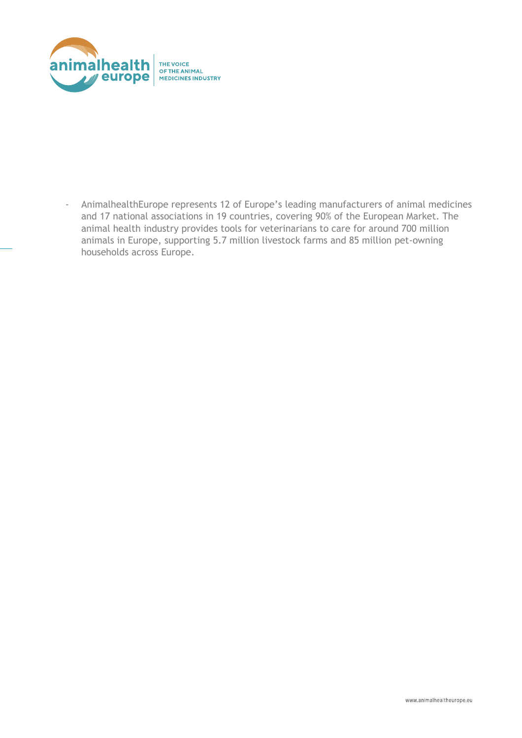- AnimalhealthEurope represents 12 of Europe's leading manufacturers of animal medicines and 17 national associations in 19 countries, covering 90% of the European Market. The animal health industry provides tools for veterinarians to care for around 700 million animals in Europe, supporting 5.7 million livestock farms and 85 million pet-owning households across Europe.